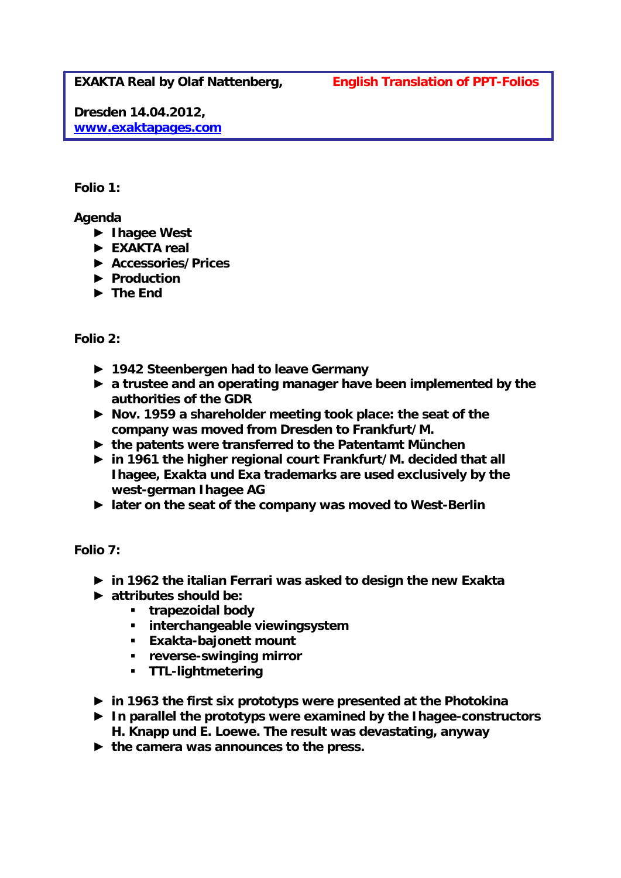**EXAKTA Real by Olaf Nattenberg,** **English Translation of PPT-Folios**

**Dresden 14.04.2012,**
**www.exaktapages.com**

**Folio 1:**

**Agenda**

- **Ihagee West**
- **EXAKTA real**
- **Accessories/Prices**
- **Production**
- **The End**

**Folio 2:**

- **1942 Steenbergen had to leave Germany**
- **a trustee and an operating manager have been implemented by the authorities of the GDR**
- **Nov. 1959 a shareholder meeting took place: the seat of the company was moved from Dresden to Frankfurt/M.**
- **the patents were transferred to the Patentamt München**
- **in 1961 the higher regional court Frankfurt/M. decided that all Ihagee, Exakta und Exa trademarks are used exclusively by the west-german Ihagee AG**
- **later on the seat of the company was moved to West-Berlin**

**Folio 7:**

- **in 1962 the italian Ferrari was asked to design the new Exakta**
- **attributes should be:**
  - **trapezoidal body**
  - **interchangeable viewingsystem**
  - **Exakta-bajonett mount**
  - **reverse-swinging mirror**
  - **TTL-lightmetering**
- **in 1963 the first six prototyps were presented at the Photokina**
- **In parallel the prototyps were examined by the Ihagee-constructors H. Knapp und E. Loewe. The result was devastating, anyway**
- **the camera was announces to the press.**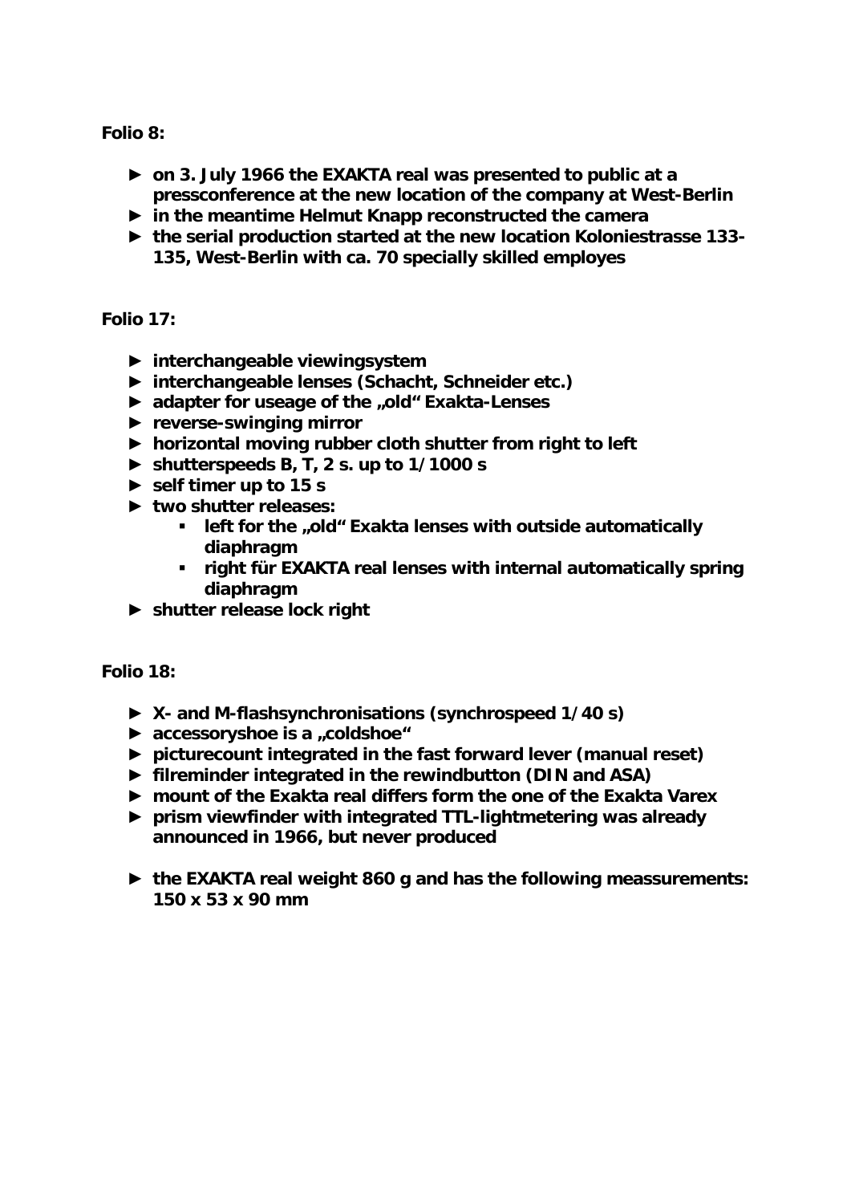**Folio 8:**

- ► **on 3. July 1966 the EXAKTA real was presented to public at a pressconference at the new location of the company at West-Berlin**
- ► **in the meantime Helmut Knapp reconstructed the camera**
- ► **the serial production started at the new location Koloniestrasse 133-135, West-Berlin with ca. 70 specially skilled employes**

**Folio 17:**

- ► **interchangeable viewingsystem**
- ► **interchangeable lenses (Schacht, Schneider etc.)**
- ► **adapter for useage of the „old“ Exakta-Lenses**
- ► **reverse-swinging mirror**
- ► **horizontal moving rubber cloth shutter from right to left**
- ► **shutterspeeds B, T, 2 s. up to 1/1000 s**
- ► **self timer up to 15 s**
- ► **two shutter releases:**
    - **left for the „old“ Exakta lenses with outside automatically diaphragm**
    - **right für EXAKTA real lenses with internal automatically spring diaphragm**
- ► **shutter release lock right**

**Folio 18:**

- ► **X- and M-flashsynchronisations (synchrospeed 1/40 s)**
- ► **accessoryshoe is a „coldshoe“**
- ► **picturecount integrated in the fast forward lever (manual reset)**
- ► **filreminder integrated in the rewindbutton (DIN and ASA)**
- ► **mount of the Exakta real differs form the one of the Exakta Varex**
- ► **prism viewfinder with integrated TTL-lightmetering was already announced in 1966, but never produced**

- ► **the EXAKTA real weight 860 g and has the following meassurements: 150 x 53 x 90 mm**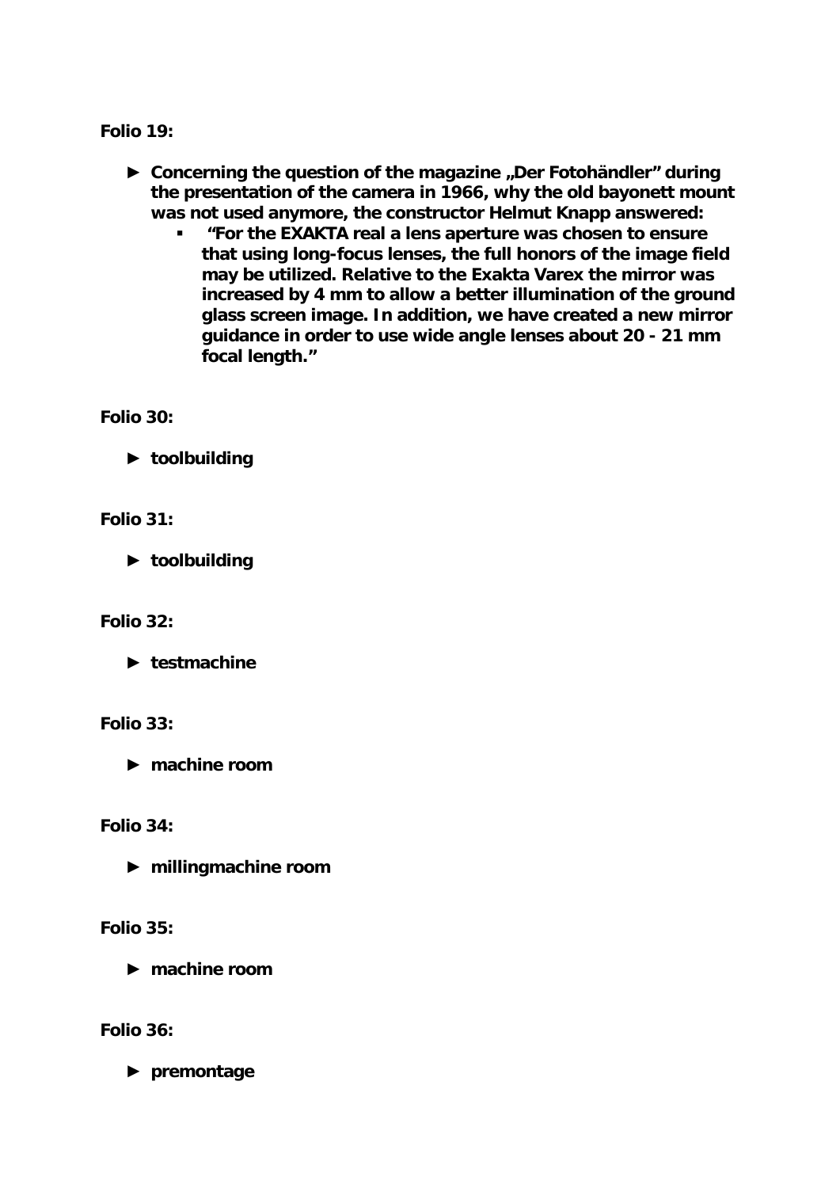**Folio 19:**

- ► **Concerning the question of the magazine „Der Fotohändler" during the presentation of the camera in 1966, why the old bayonett mount was not used anymore, the constructor Helmut Knapp answered:**
  - **"For the EXAKTA real a lens aperture was chosen to ensure that using long-focus lenses, the full honors of the image field may be utilized. Relative to the Exakta Varex the mirror was increased by 4 mm to allow a better illumination of the ground glass screen image. In addition, we have created a new mirror guidance in order to use wide angle lenses about 20 - 21 mm focal length."**

**Folio 30:**

- ► **toolbuilding**

**Folio 31:**

- ► **toolbuilding**

**Folio 32:**

- ► **testmachine**

**Folio 33:**

- ► **machine room**

**Folio 34:**

- ► **millingmachine room**

**Folio 35:**

- ► **machine room**

**Folio 36:**

- ► **premontage**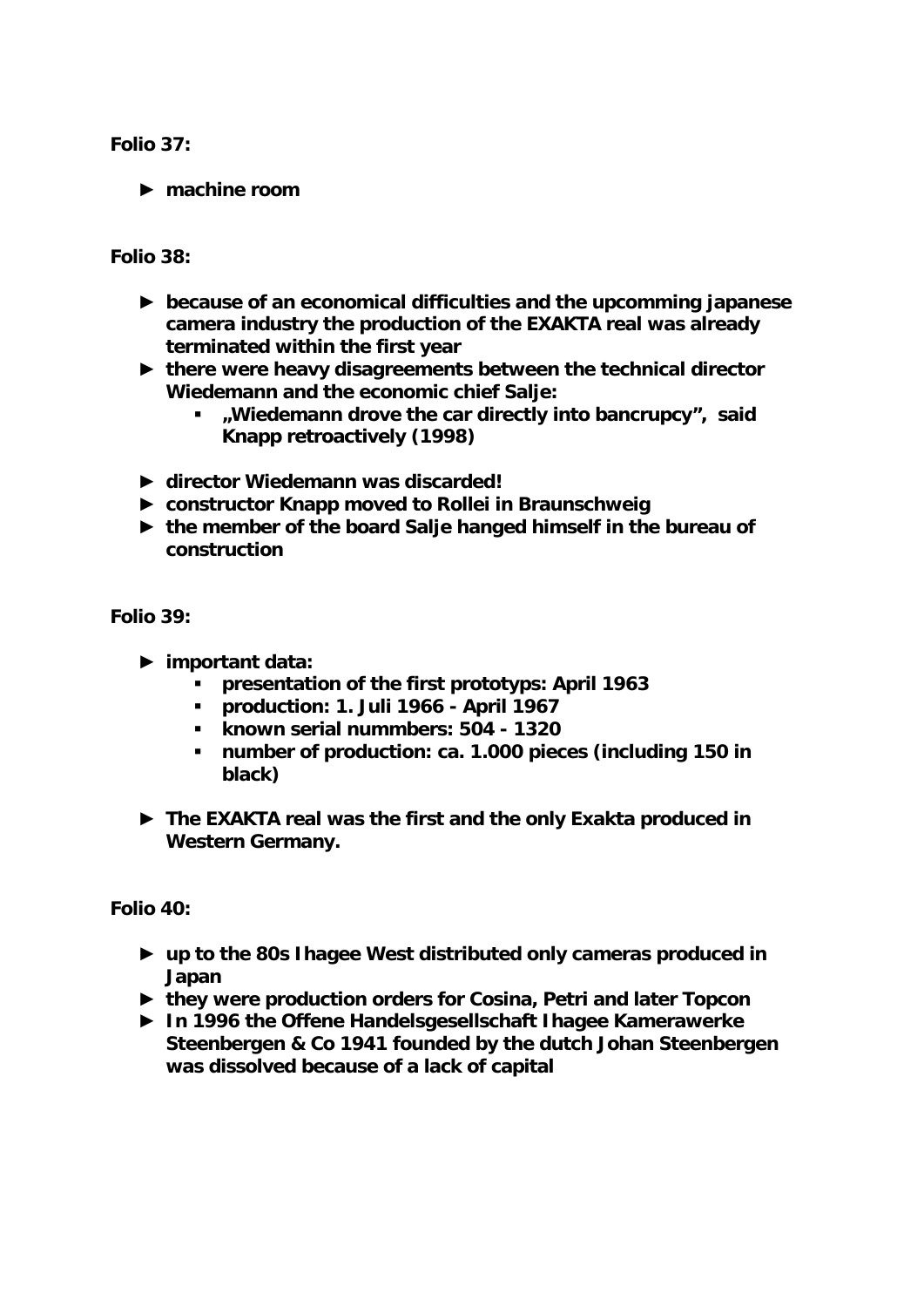**Folio 37:**

► **machine room**

**Folio 38:**

► **because of an economical difficulties and the upcomming japanese camera industry the production of the EXAKTA real was already terminated within the first year**

► **there were heavy disagreements between the technical director Wiedemann and the economic chief Salje:**
  - **„Wiedemann drove the car directly into bancrupcy", said Knapp retroactively (1998)**

► **director Wiedemann was discarded!**

► **constructor Knapp moved to Rollei in Braunschweig**

► **the member of the board Salje hanged himself in the bureau of construction**

**Folio 39:**

► **important data:**
  - **presentation of the first prototyps: April 1963**
  - **production: 1. Juli 1966 - April 1967**
  - **known serial nummbers: 504 - 1320**
  - **number of production: ca. 1.000 pieces (including 150 in black)**

► **The EXAKTA real was the first and the only Exakta produced in Western Germany.**

**Folio 40:**

► **up to the 80s Ihagee West distributed only cameras produced in Japan**

► **they were production orders for Cosina, Petri and later Topcon**

► **In 1996 the Offene Handelsgesellschaft Ihagee Kamerawerke Steenbergen & Co 1941 founded by the dutch Johan Steenbergen was dissolved because of a lack of capital**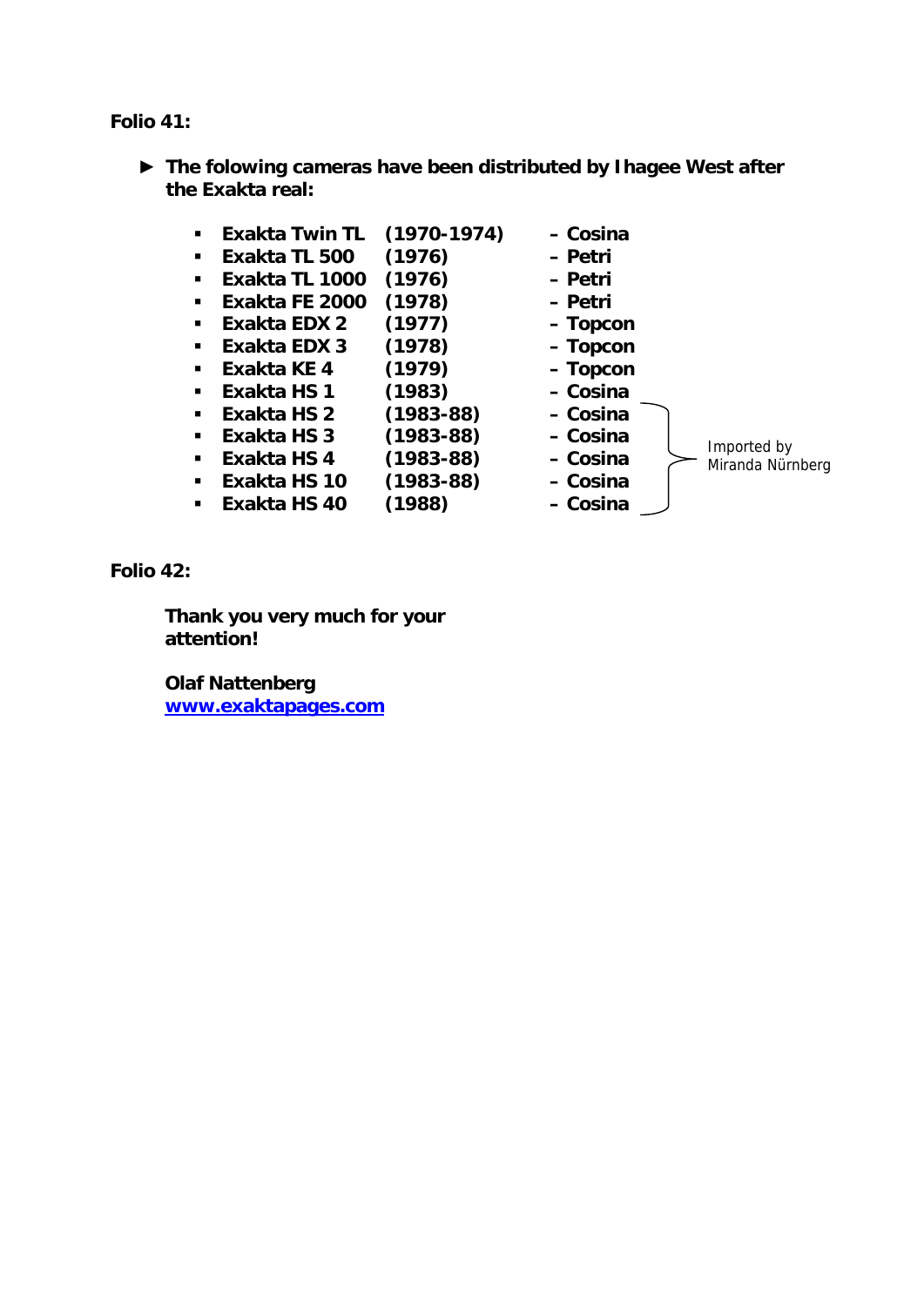**Folio 41:**

► **The folowing cameras have been distributed by Ihagee West after the Exakta real:**

| | | | |
|---|---|---|---|
| **Exakta Twin TL** | **(1970-1974)** | **– Cosina** | |
| **Exakta TL 500** | **(1976)** | **– Petri** | |
| **Exakta TL 1000** | **(1976)** | **– Petri** | |
| **Exakta FE 2000** | **(1978)** | **– Petri** | |
| **Exakta EDX 2** | **(1977)** | **– Topcon** | |
| **Exakta EDX 3** | **(1978)** | **– Topcon** | |
| **Exakta KE 4** | **(1979)** | **– Topcon** | |
| **Exakta HS 1** | **(1983)** | **– Cosina** | |
| **Exakta HS 2** | **(1983-88)** | **– Cosina** | Imported by Miranda Nürnberg |
| **Exakta HS 3** | **(1983-88)** | **– Cosina** | Imported by Miranda Nürnberg |
| **Exakta HS 4** | **(1983-88)** | **– Cosina** | Imported by Miranda Nürnberg |
| **Exakta HS 10** | **(1983-88)** | **– Cosina** | Imported by Miranda Nürnberg |
| **Exakta HS 40** | **(1988)** | **– Cosina** | Imported by Miranda Nürnberg |

**Folio 42:**

**Thank you very much for your attention!**

**Olaf Nattenberg**
**www.exaktapages.com**